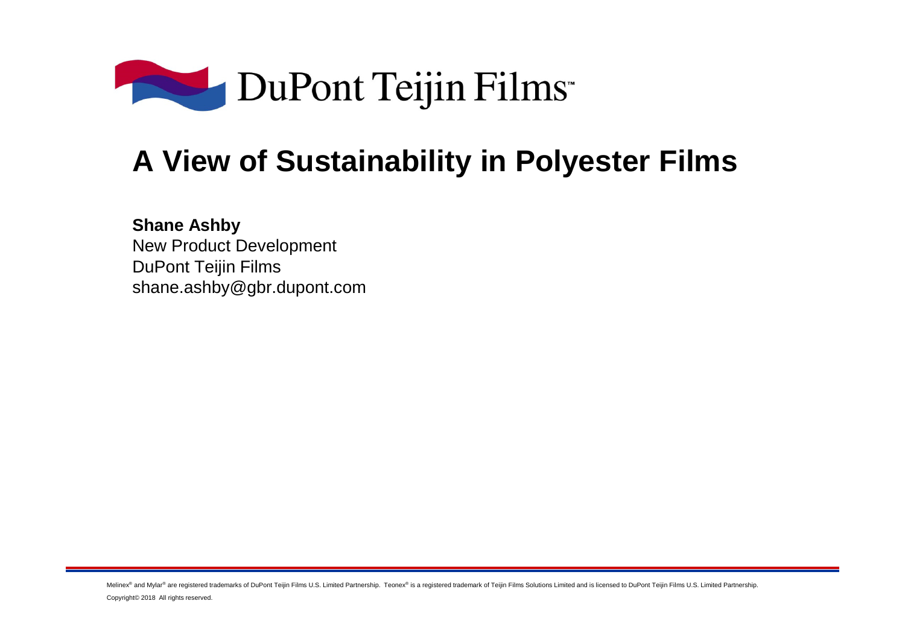DuPont Teijin Films™

# A View of Sustainability in Polyester Films

**Shane Ashby**
New Product Development
DuPont Teijin Films
shane.ashby@gbr.dupont.com

Melinex® and Mylar® are registered trademarks of DuPont Teijin Films U.S. Limited Partnership. Teonex® is a registered trademark of Teijin Films Solutions Limited and is licensed to DuPont Teijin Films U.S. Limited Partnership.

Copyright© 2018 All rights reserved.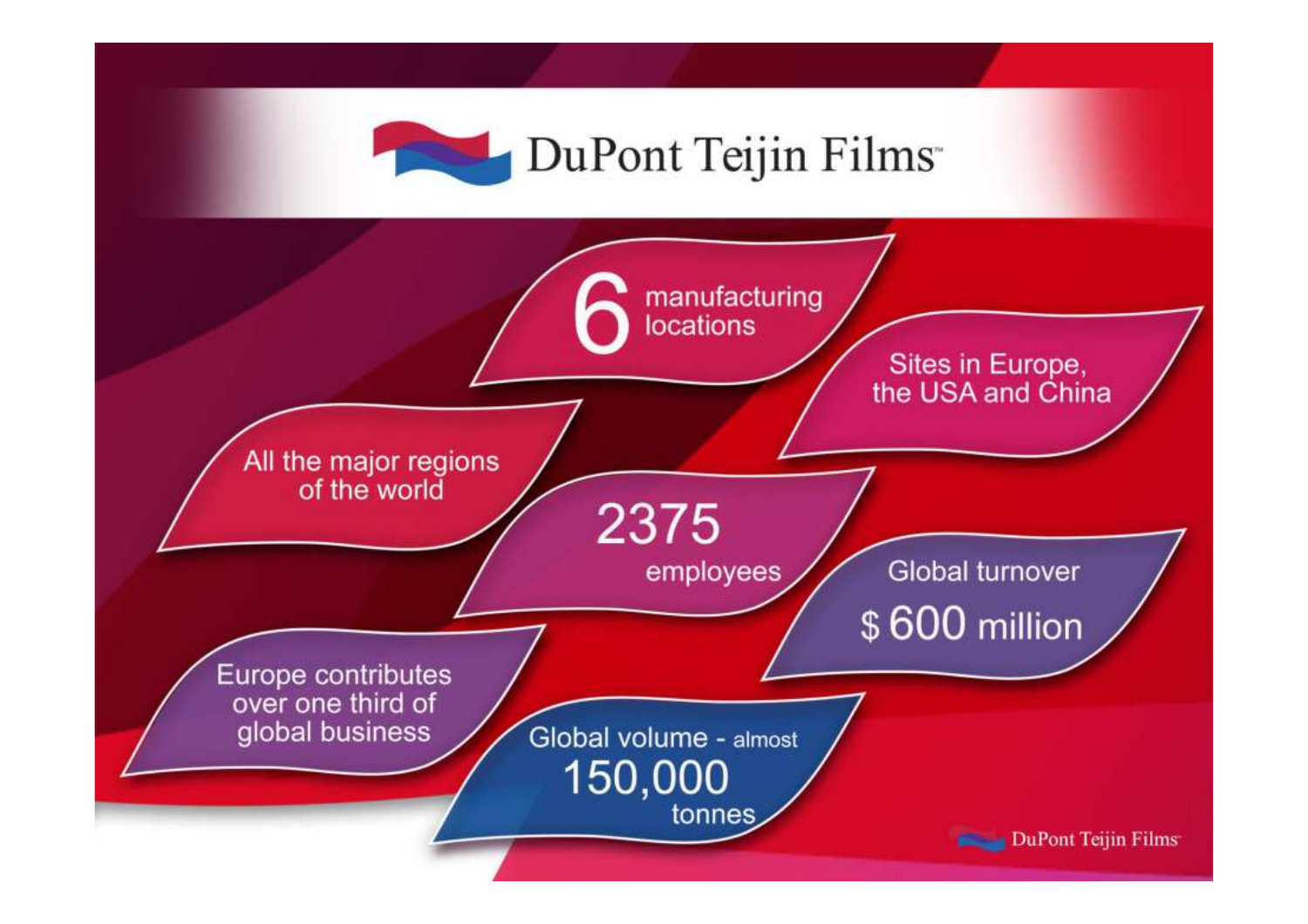# DuPont Teijin Films

- **6** manufacturing locations
- Sites in Europe, the USA and China
- All the major regions of the world
- **2375** employees
- Global turnover **$ 600 million**
- Europe contributes over one third of global business
- Global volume - almost **150,000** tonnes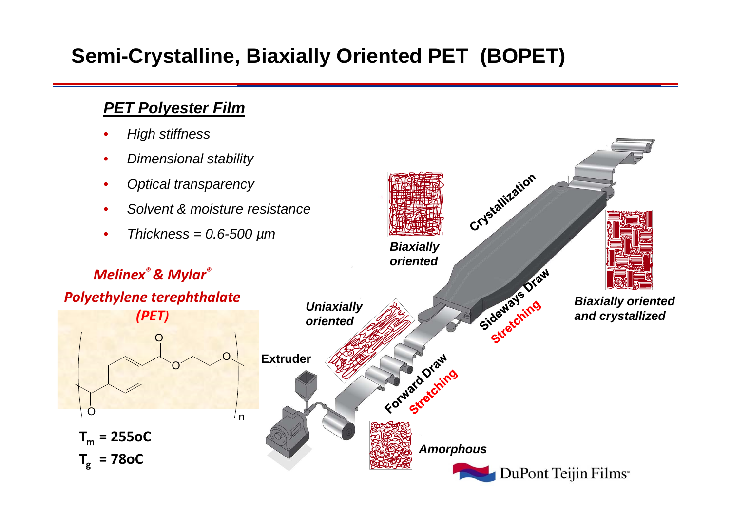# Semi-Crystalline, Biaxially Oriented PET (BOPET)

***PET Polyester Film***

- *High stiffness*
- *Dimensional stability*
- *Optical transparency*
- *Solvent & moisture resistance*
- *Thickness = 0.6-500 µm*

***Melinex® & Mylar®***

***Polyethylene terephthalate (PET)***

$T_m$ = 255oC

$T_g$ = 78oC

Extruder

*Amorphous*

Forward Draw Stretching

*Uniaxially oriented*

Sideways Draw Stretching

*Biaxially oriented*

Crystallization

*Biaxially oriented and crystallized*

DuPont Teijin Films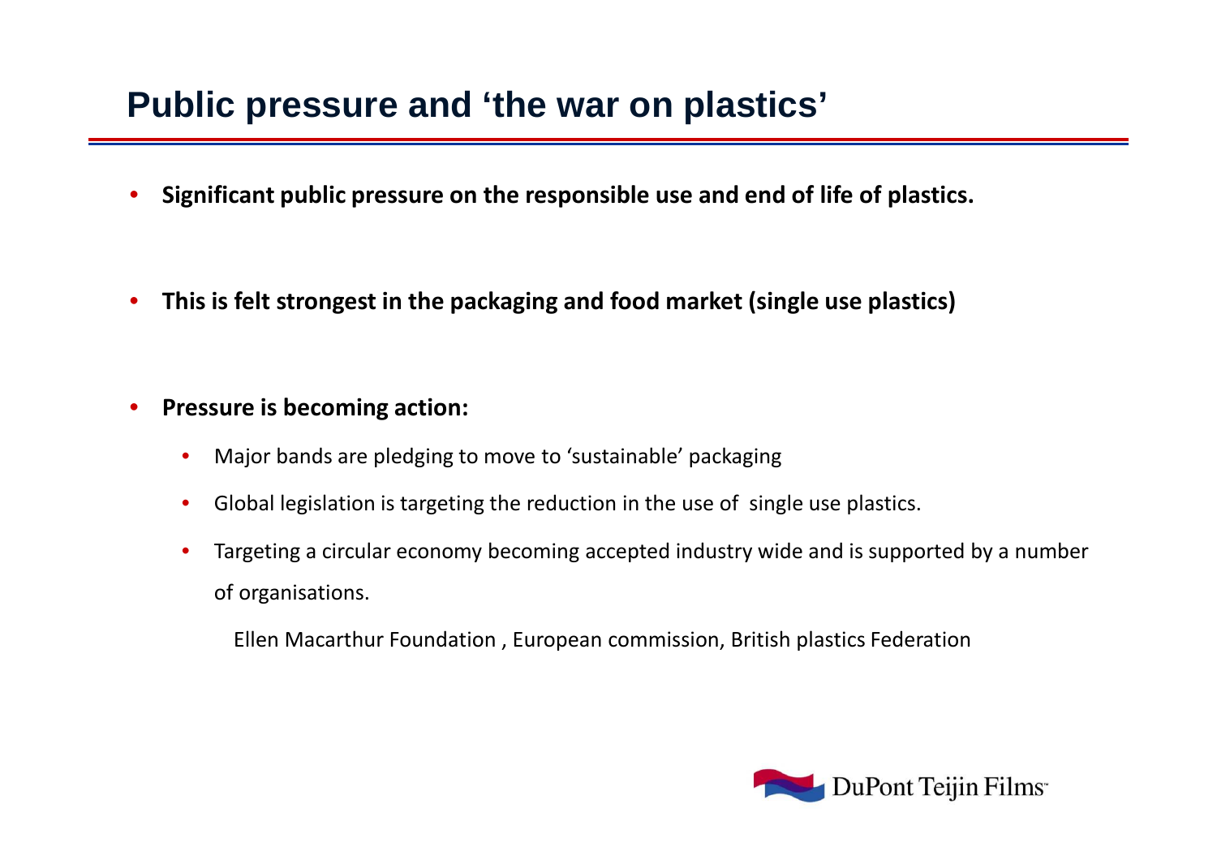# Public pressure and 'the war on plastics'

- **Significant public pressure on the responsible use and end of life of plastics.**

- **This is felt strongest in the packaging and food market (single use plastics)**

- **Pressure is becoming action:**
  - Major bands are pledging to move to 'sustainable' packaging
  - Global legislation is targeting the reduction in the use of single use plastics.
  - Targeting a circular economy becoming accepted industry wide and is supported by a number of organisations.

    Ellen Macarthur Foundation , European commission, British plastics Federation

DuPont Teijin Films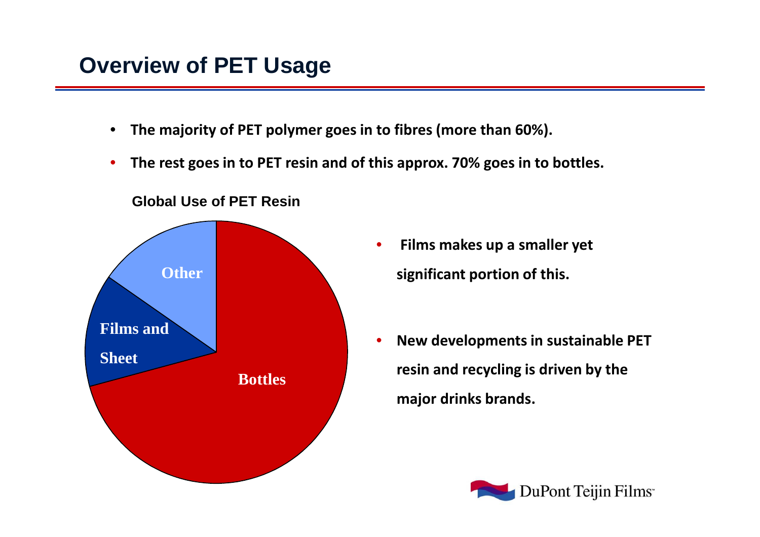# Overview of PET Usage

- The majority of PET polymer goes in to fibres (more than 60%).
- The rest goes in to PET resin and of this approx. 70% goes in to bottles.

**Global Use of PET Resin**

Other

Films and Sheet

Bottles

- Films makes up a smaller yet significant portion of this.
- New developments in sustainable PET resin and recycling is driven by the major drinks brands.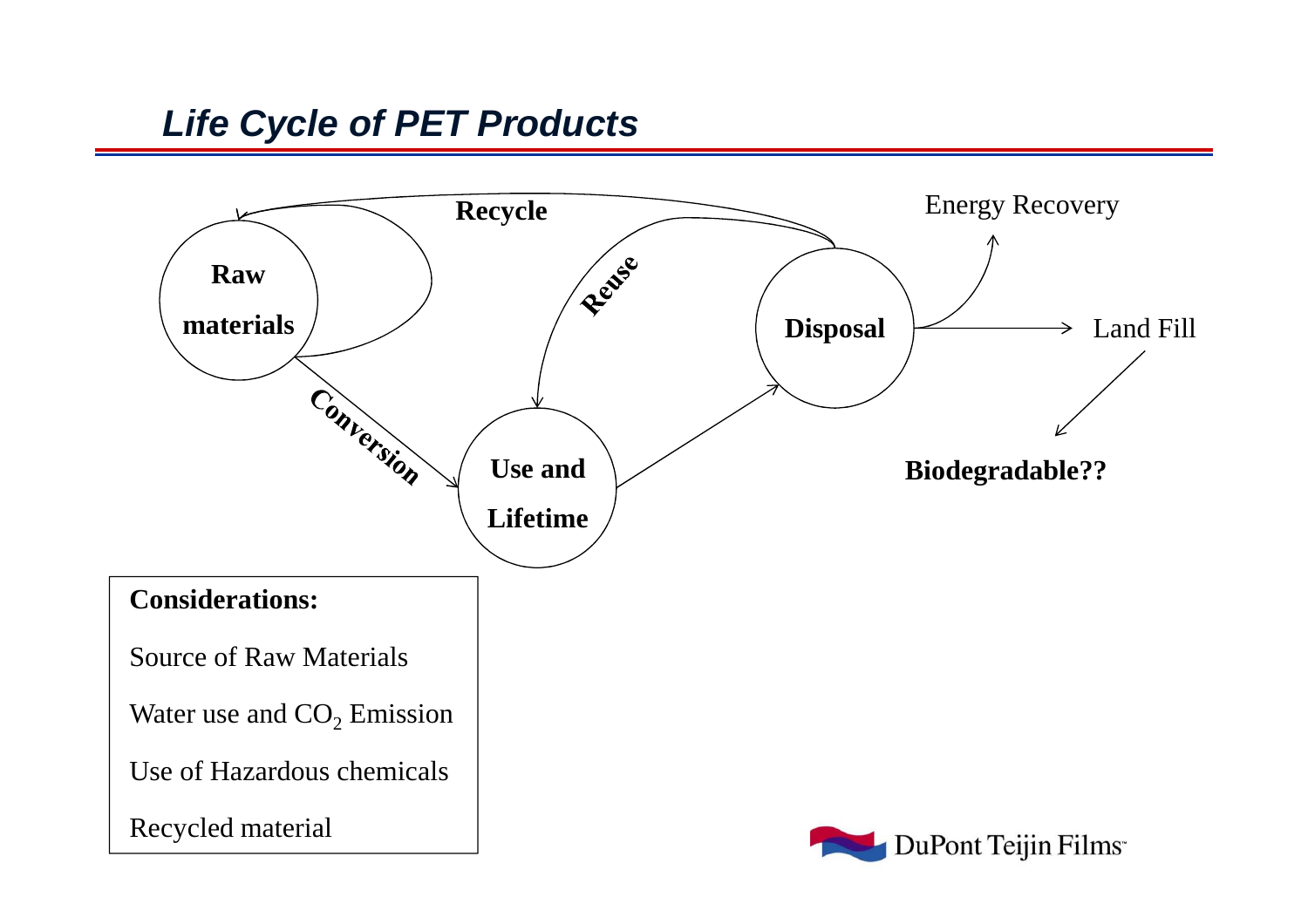## *Life Cycle of PET Products*

Recycle

Raw materials

Reuse

Disposal

Energy Recovery

Land Fill

Conversion

Use and Lifetime

Biodegradable??

**Considerations:**

Source of Raw Materials

Water use and $CO_2$ Emission

Use of Hazardous chemicals

Recycled material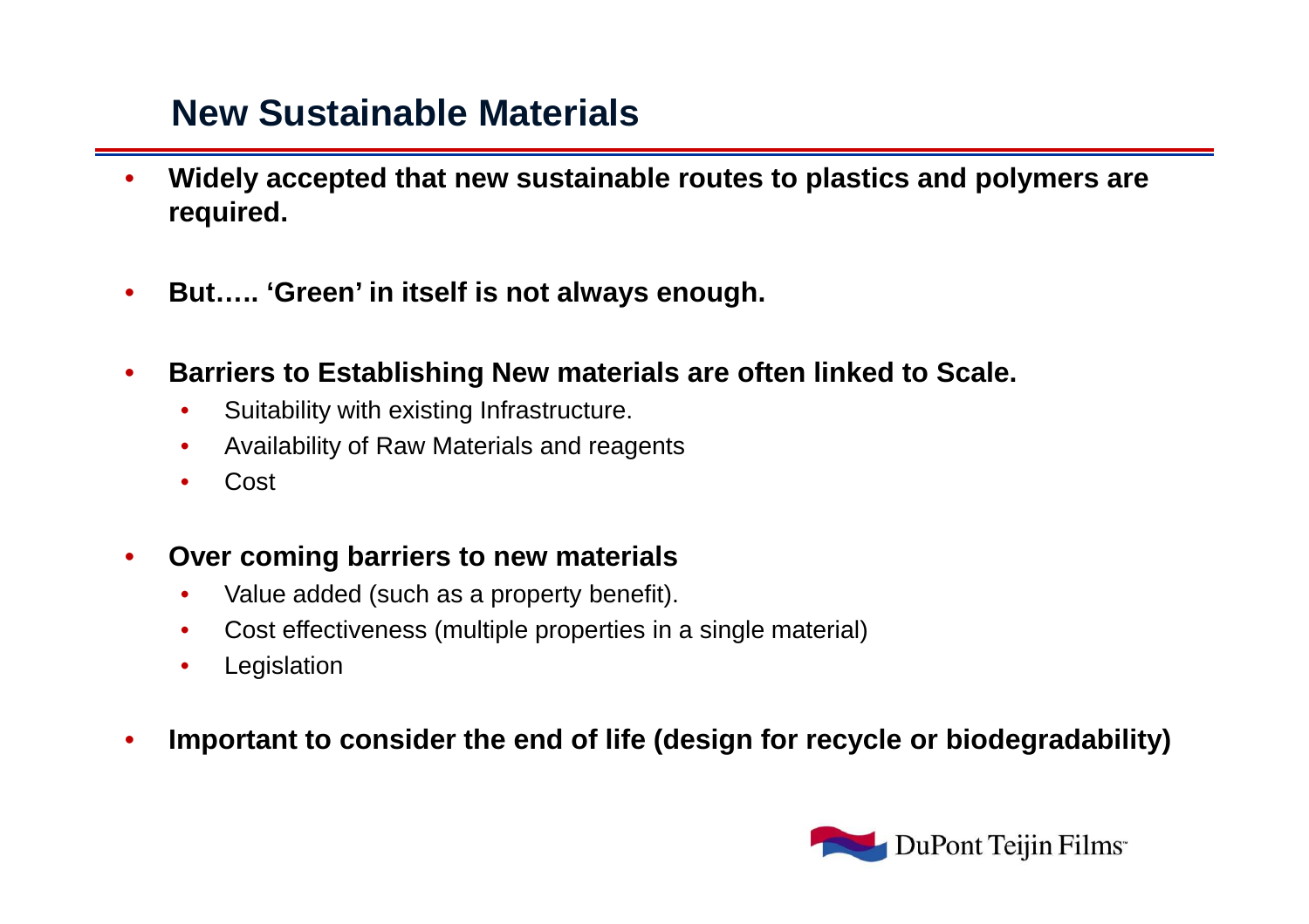# New Sustainable Materials

- **Widely accepted that new sustainable routes to plastics and polymers are required.**

- **But….. 'Green' in itself is not always enough.**

- **Barriers to Establishing New materials are often linked to Scale.**
  - Suitability with existing Infrastructure.
  - Availability of Raw Materials and reagents
  - Cost

- **Over coming barriers to new materials**
  - Value added (such as a property benefit).
  - Cost effectiveness (multiple properties in a single material)
  - Legislation

- **Important to consider the end of life (design for recycle or biodegradability)**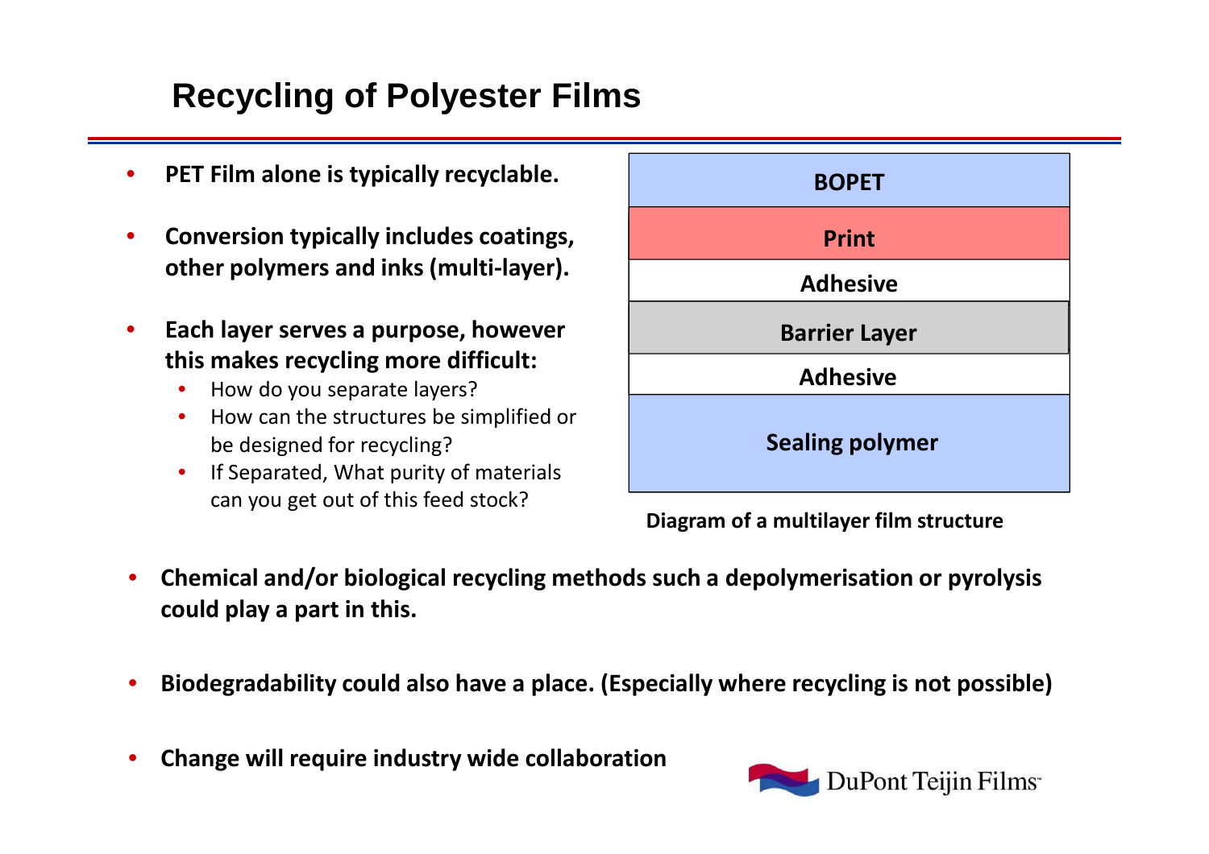# Recycling of Polyester Films

- **PET Film alone is typically recyclable.**
- **Conversion typically includes coatings, other polymers and inks (multi-layer).**
- **Each layer serves a purpose, however this makes recycling more difficult:**
  - How do you separate layers?
  - How can the structures be simplified or be designed for recycling?
  - If Separated, What purity of materials can you get out of this feed stock?

| **BOPET** |
|---|
| **Print** |
| **Adhesive** |
| **Barrier Layer** |
| **Adhesive** |
| **Sealing polymer** |

**Diagram of a multilayer film structure**

- **Chemical and/or biological recycling methods such a depolymerisation or pyrolysis could play a part in this.**
- **Biodegradability could also have a place. (Especially where recycling is not possible)**
- **Change will require industry wide collaboration**

DuPont Teijin Films™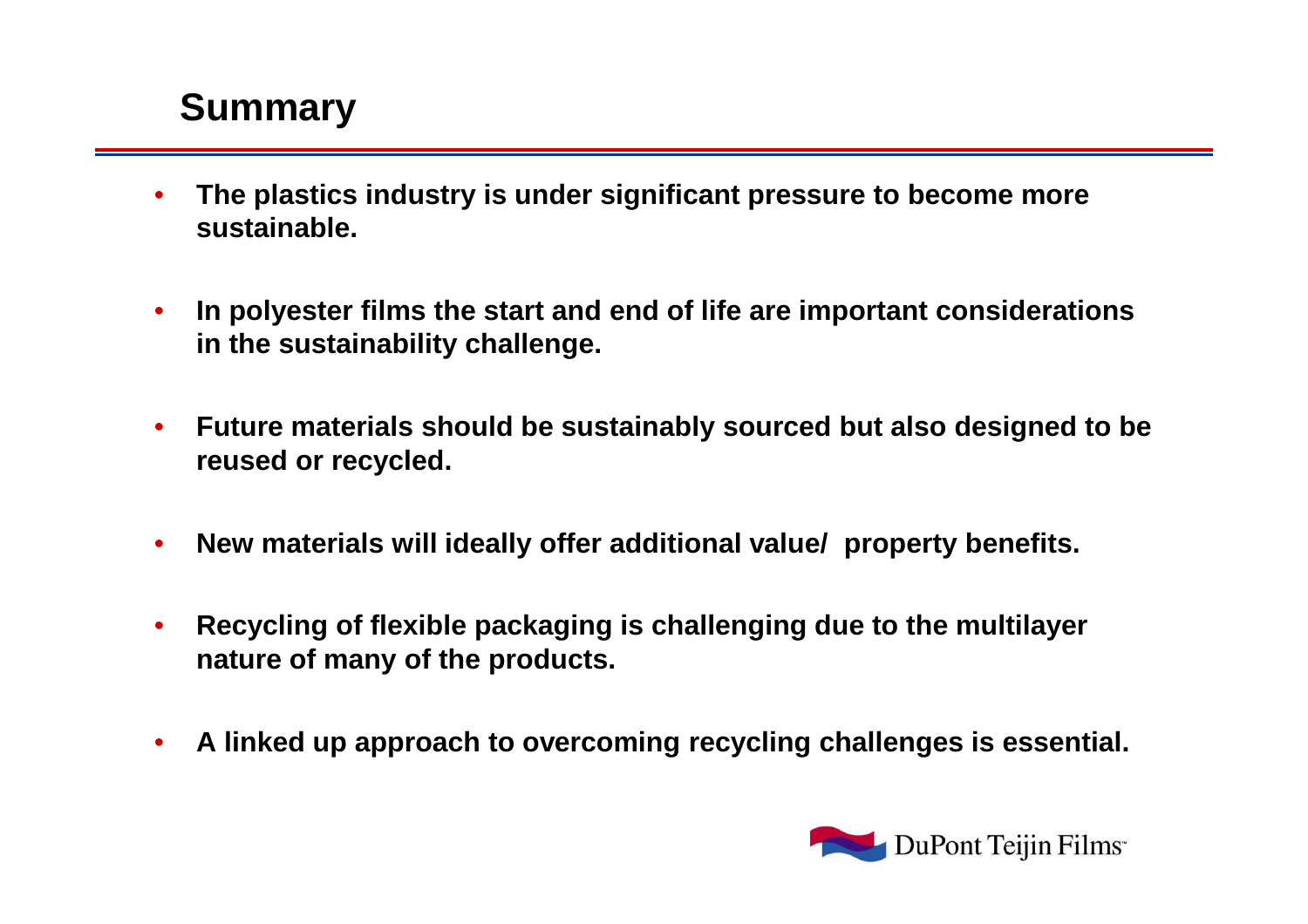## Summary

- **The plastics industry is under significant pressure to become more sustainable.**
- **In polyester films the start and end of life are important considerations in the sustainability challenge.**
- **Future materials should be sustainably sourced but also designed to be reused or recycled.**
- **New materials will ideally offer additional value/ property benefits.**
- **Recycling of flexible packaging is challenging due to the multilayer nature of many of the products.**
- **A linked up approach to overcoming recycling challenges is essential.**

DuPont Teijin Films™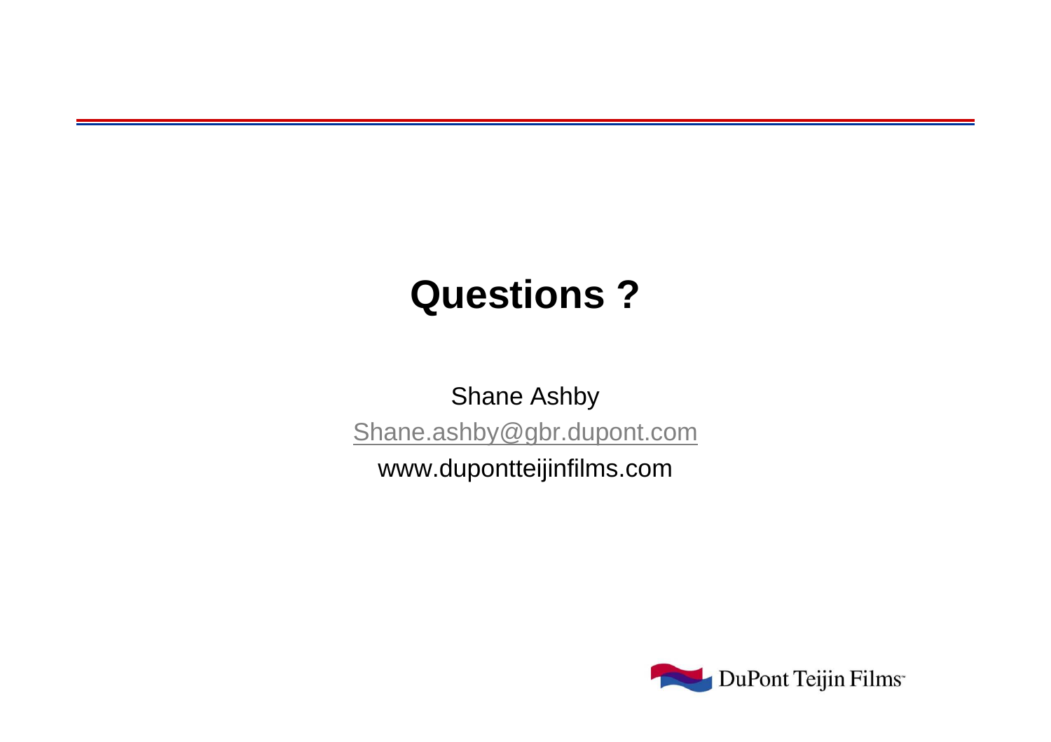# Questions ?

Shane Ashby

Shane.ashby@gbr.dupont.com

www.dupontteijinfilms.com

DuPont Teijin Films™